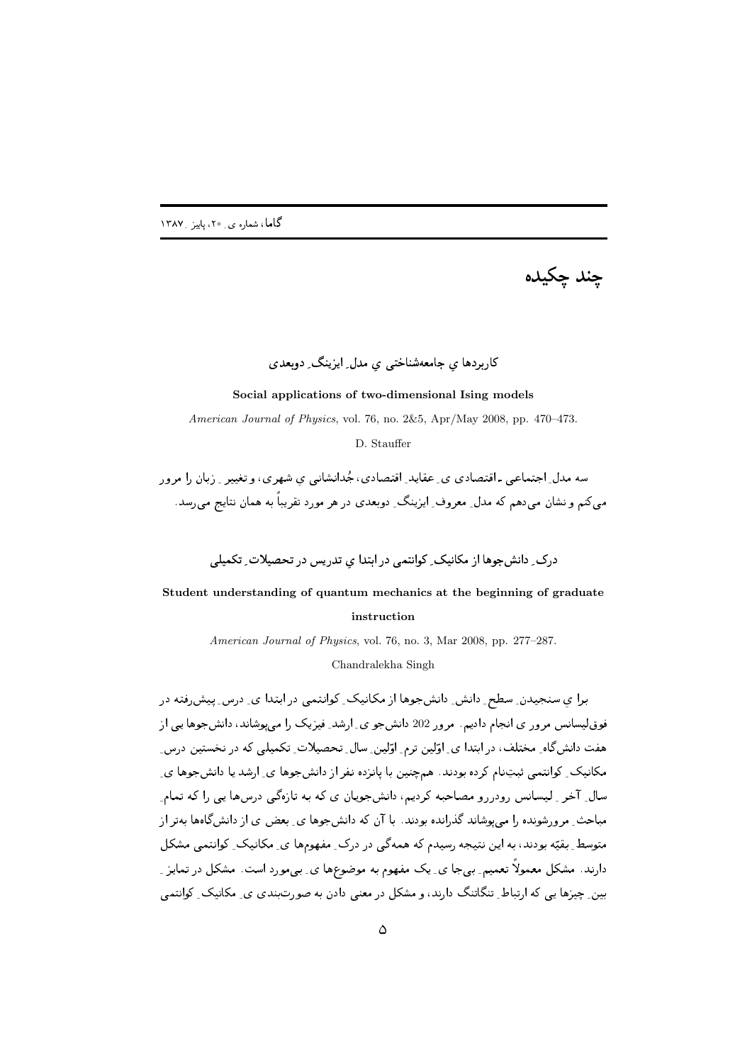# چند چکیده

### کاربردها ي جامعه‌شناختی ي مدل ِ ایزینگ ِ دوبعدی

**Social applications of two-dimensional Ising models**

*American Journal of Physics*, vol. 76, no. 2&5, Apr/May 2008, pp. 470–473.

D. Stauffer

سه مدل ِ اجتماعی ـ اقتصادی ی ِ عقاید ِ اقتصادی، جُدانشانی ي شهری، و تغییر ِ زبان را مرور می‌کنم و نشان می‌دهم که مدل ِ معروف ِ ایزینگ ِ دوبعدی در هر مورد تقریباً به همان نتایج می‌رسد.

### درک ِ دانش‌جوها از مکانیک ِ کوانتمی در ابتدا ي تدریس در تحصیلات ِ تکمیلی

**Student understanding of quantum mechanics at the beginning of graduate instruction**

*American Journal of Physics*, vol. 76, no. 3, Mar 2008, pp. 277–287.

Chandralekha Singh

برا ي سنجیدن ِ سطح ِ دانش ِ دانش‌جوها از مکانیک ِ کوانتمی در ابتدا ی ِ درس ِ پیش‌رفته در فوق‌لیسانس مرور ی انجام دادیم. مرور 202 دانش‌جو ی ِ ارشد ِ فیزیک را می‌پوشاند، دانش‌جوها یی از هفت دانش‌گاه ِ مختلف، در ابتدا ی ِ اوّلین ترم ِ اوّلین سال ِ تحصیلات ِ تکمیلی که در نخستین درس ِ مکانیک ِ کوانتمی ثبت‌نام کرده بودند. هم‌چنین با پانزده نفر از دانش‌جوها ی ِ ارشد یا دانش‌جوها ی ِ سال ِ آخر ِ لیسانس رودررو مصاحبه کردیم، دانش‌جویان ی که به تازه‌گی درس‌ها یی را که تمام ِ مباحث ِ مرورشونده را می‌پوشاند گذرانده بودند. با آن که دانش‌جوها ی ِ بعض ی از دانش‌گاه‌ها به‌تر از متوسط ِ بقیّه بودند، به این نتیجه رسیدم که همه‌گی در درک ِ مفهوم‌ها ی ِ مکانیک ِ کوانتمی مشکل دارند. مشکل معمولاً تعمیم ِ بی‌جا ی ِ یک مفهوم به موضوع‌ها ی ِ بی‌مورد است. مشکل در تمایز ِ بین ِ چیزها یی که ارتباط ِ تنگاتنگ دارند، و مشکل در معنی دادن به صورت‌بندی ی ِ مکانیک ِ کوانتمی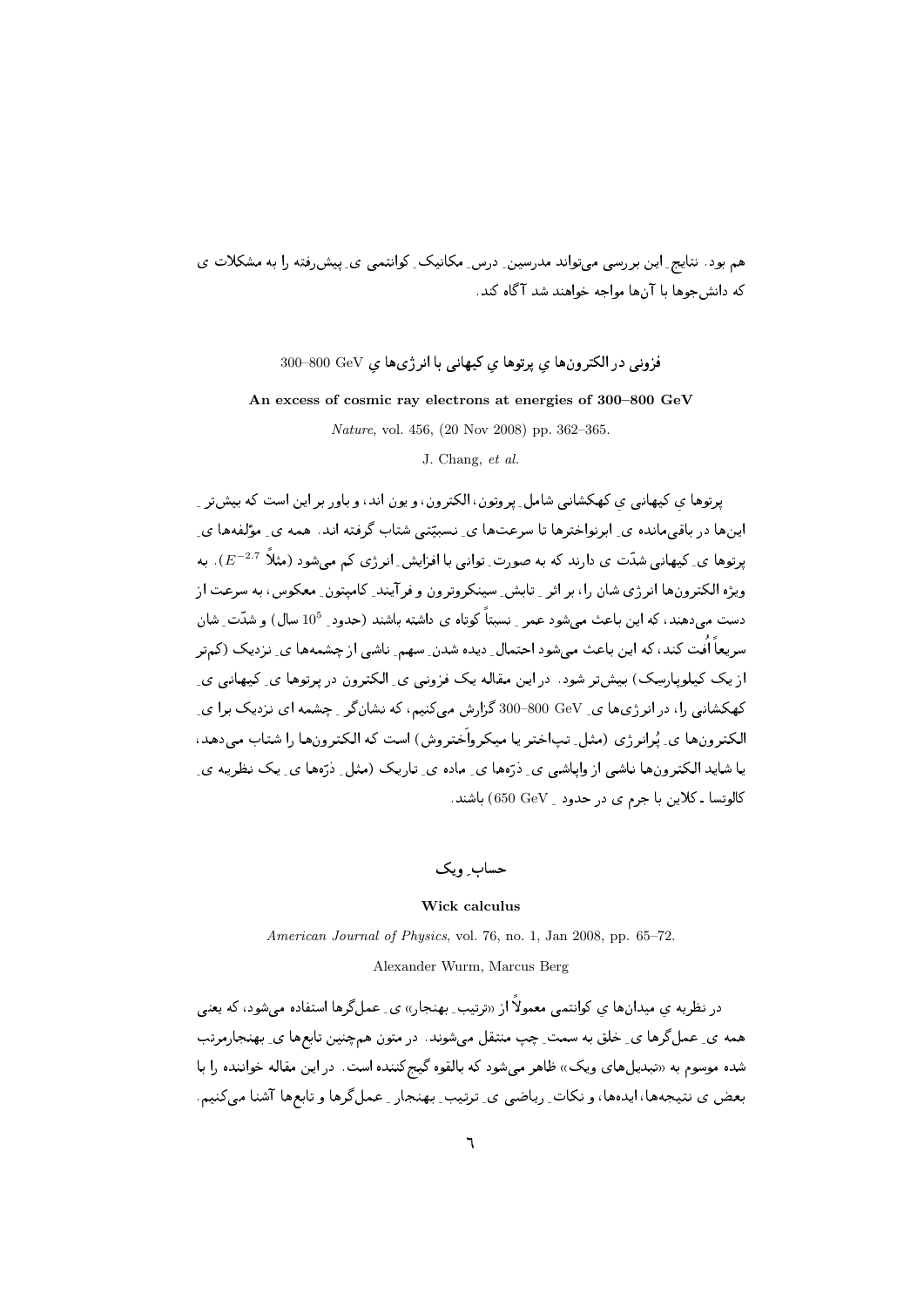هم بود. نتایجِ این بررسی می‌تواند مدرسینِ درسِ مکانیکِ کوانتمی یِ پیش‌رفته را به مشکلات ی که دانش‌جوها با آن‌ها مواجه خواهند شد آگاه کند.

## فزونی در الکترون‌ها یِ پرتوها یِ کیهانی با انرژی‌ها یِ 300–800 GeV

**An excess of cosmic ray electrons at energies of 300–800 GeV**

*Nature*, vol. 456, (20 Nov 2008) pp. 362–365.

J. Chang, *et al.*

پرتوها یِ کیهانی یِ کهکشانی شاملِ پروتون، الکترون، و یون اند، و باور بر این است که بیش‌ترِ این‌ها در باقی‌مانده یِ ابرنواخترها تا سرعت‌ها یِ نسبیّتی شتاب گرفته اند. همه یِ مؤلفه‌ها یِ پرتوها یِ کیهانی شدّت ی دارند که به صورتِ توانی با افزایشِ انرژی کم می‌شود (مثلاً $E^{-2.7}$). به ویژه الکترون‌ها انرژی شان را، بر اثرِ تابشِ سینکروترون و فرآیندِ کامپتونِ معکوس، به سرعت از دست می‌دهند، که این باعث می‌شود عمرِ نسبتاً کوتاه ی داشته باشند (حدودِ $10^5$ سال) و شدّتِ شان سریعاً اُفت کند، که این باعث می‌شود احتمالِ دیده شدنِ سهمِ ناشی از چشمه‌ها یِ نزدیک (کم‌تر از یک کیلوپارسک) بیش‌تر شود. در این مقاله یک فزونی یِ الکترون در پرتوها یِ کیهانی یِ کهکشانی را، در انرژی‌ها یِ 300–800 GeV گزارش می‌کنیم، که نشان‌گرِ چشمه ای نزدیک برا یِ الکترون‌ها یِ پُرانرژی (مثلِ تپ‌اختر یا میکرواَختروش) است که الکترون‌ها را شتاب می‌دهد، یا شاید الکترون‌ها ناشی از واپاشی یِ ذرّه‌ها یِ ماده یِ تاریک (مثلِ ذرّه‌ها یِ یک نظریه یِ کالوتسا ـ کلاین با جرم ی در حدودِ 650 GeV) باشند.

## حسابِ ویک

**Wick calculus**

*American Journal of Physics*, vol. 76, no. 1, Jan 2008, pp. 65–72.

Alexander Wurm, Marcus Berg

در نظریه یِ میدان‌ها یِ کوانتمی معمولاً از «ترتیبِ بهنجار» یِ عمل‌گرها استفاده می‌شود، که یعنی همه یِ عمل‌گرها یِ خلق به سمتِ چپ منتقل می‌شوند. در متون هم‌چنین تابع‌ها یِ بهنجارمرتب شده موسوم به «تبدیل‌های ویک» ظاهر می‌شود که بالقوه گیج‌کننده است. در این مقاله خواننده را با بعض ی نتیجه‌ها، ایده‌ها، و نکاتِ ریاضی یِ ترتیبِ بهنجارِ عمل‌گرها و تابع‌ها آشنا می‌کنیم.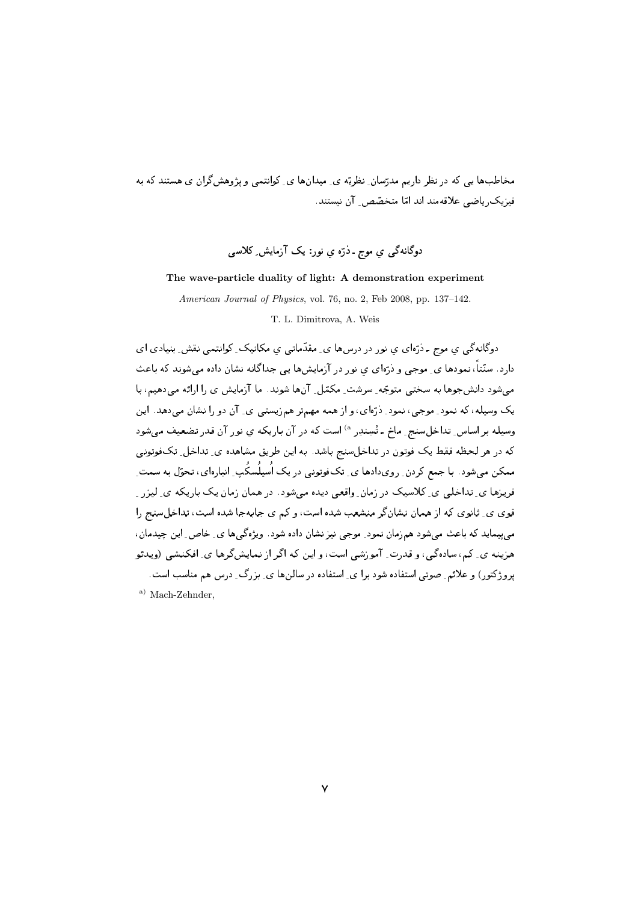مخاطب‌ها یی که در نظر داریم مدرّسان ِ نظریّه ی ِ میدان‌ها ی ِ کوانتمی و پژوهش‌گران ی هستند که به فیزیک‌ریاضی علاقه‌مند اند امّا متخصّص ِ آن نیستند.

## دوگانه‌گی ِ موج ـ ذرّه یِ نور: یک آزمایش ِ کلاسی

**The wave-particle duality of light: A demonstration experiment**

*American Journal of Physics*, vol. 76, no. 2, Feb 2008, pp. 137–142.

T. L. Dimitrova, A. Weis

دوگانه‌گی ِ موج ـ ذرّه‌ای ِ نور در درس‌ها ی ِ مقدّماتی ِ مکانیک ِ کوانتمی نقش ِ بنیادی ای دارد. سنّتاً، نمودها ی ِ موجی و ذرّه‌ای ِ نور در آزمایش‌ها یی جداگانه نشان داده می‌شوند که باعث می‌شود دانش‌جوها به سختی متوجّه ِ سرشت ِ مکمّل ِ آن‌ها شوند. ما آزمایش ی را ارائه می‌دهیم، با یک وسیله، که نمود ِ موجی، نمود ِ ذرّه‌ای، و از همه مهم‌تر هم‌زیستی ی ِ آن دو را نشان می‌دهد. این وسیله بر اساس ِ تداخل‌سنج ِ ماخ ـ تْسندِر [a] است که در آن باریکه یِ نور آن قدر تضعیف می‌شود که در هر لحظه فقط یک فوتون در تداخل‌سنج باشد. به این طریق مشاهده ی ِ تداخل ِ تک‌فوتونی ممکن می‌شود. با جمع کردن ِ روی‌دادها ی ِ تک‌فوتونی در یک اُسیلُسکُپ ِ انباره‌ای، تحوّل به سمت ِ فریزها ی ِ تداخلی ی ِ کلاسیک در زمان ِ واقعی دیده می‌شود. در همان زمان یک باریکه ی ِ لیزر ِ قوی ی ِ ثانوی که از همان نشان‌گر منشعب شده است، و کم ی جابه‌جا شده است، تداخل‌سنج را می‌پیماید که باعث می‌شود هم‌زمان نمود ِ موجی نیز نشان داده شود. ویژه‌گی‌ها ی ِ خاص ِ این چیدمان، هزینه ی ِ کم، ساده‌گی، و قدرت ِ آموزشی است، و این که اگر از نمایش‌گرها ی ِ افکنشی (ویدئو پروژکتور) و علائم ِ صوتی استفاده شود برا ی ِ استفاده در سالن‌ها ی ِ بزرگ ِ درس هم مناسب است.

[a] Mach-Zehnder,